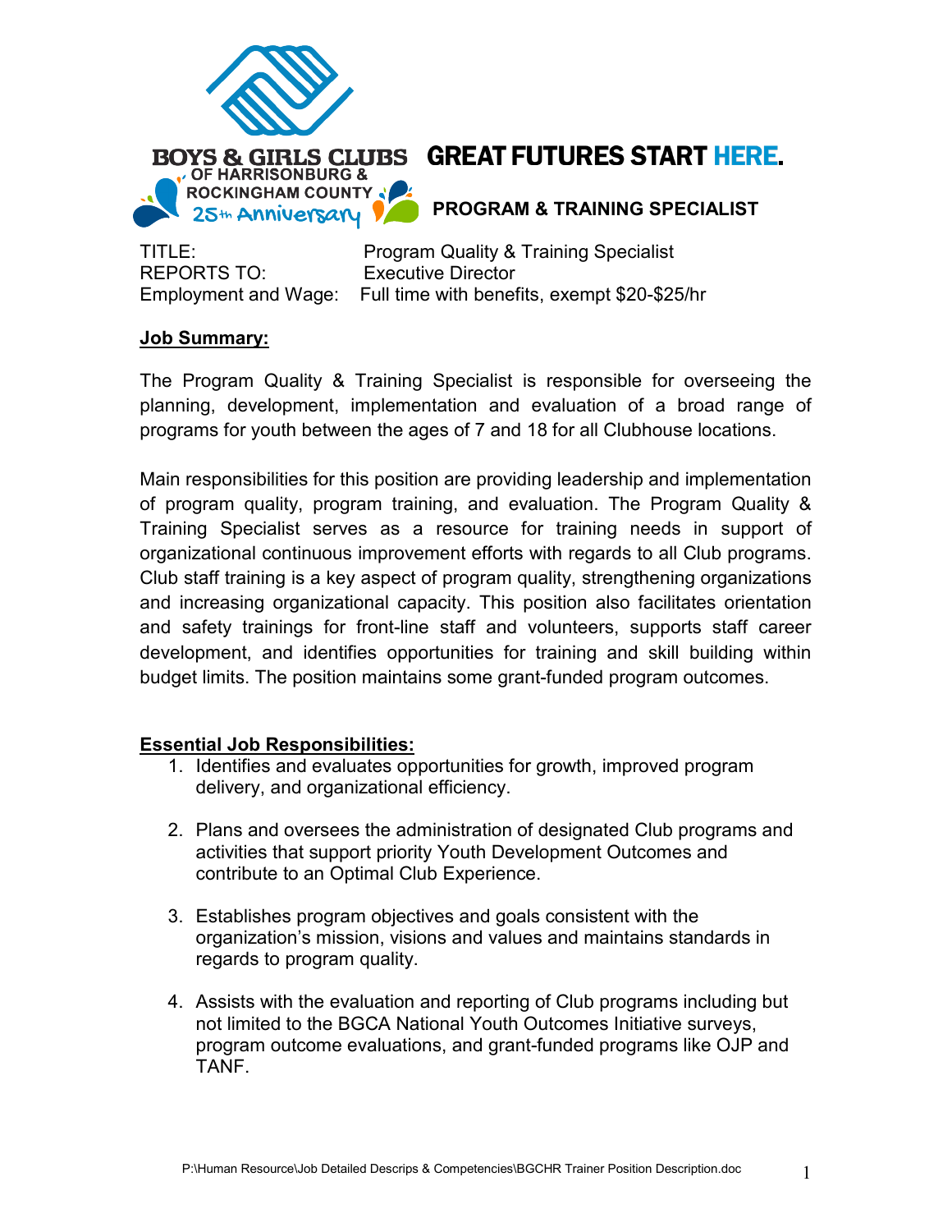BOYS & GIRLS CLUBS OF HARRISONBURG & ROCKINGHAM COUNTY 25th Anniversary

# GREAT FUTURES START HERE.

## PROGRAM & TRAINING SPECIALIST

TITLE: Program Quality & Training Specialist
REPORTS TO: Executive Director
Employment and Wage: Full time with benefits, exempt $20-$25/hr

**Job Summary:**

The Program Quality & Training Specialist is responsible for overseeing the planning, development, implementation and evaluation of a broad range of programs for youth between the ages of 7 and 18 for all Clubhouse locations.

Main responsibilities for this position are providing leadership and implementation of program quality, program training, and evaluation. The Program Quality & Training Specialist serves as a resource for training needs in support of organizational continuous improvement efforts with regards to all Club programs. Club staff training is a key aspect of program quality, strengthening organizations and increasing organizational capacity. This position also facilitates orientation and safety trainings for front-line staff and volunteers, supports staff career development, and identifies opportunities for training and skill building within budget limits. The position maintains some grant-funded program outcomes.

**Essential Job Responsibilities:**

1. Identifies and evaluates opportunities for growth, improved program delivery, and organizational efficiency.

2. Plans and oversees the administration of designated Club programs and activities that support priority Youth Development Outcomes and contribute to an Optimal Club Experience.

3. Establishes program objectives and goals consistent with the organization's mission, visions and values and maintains standards in regards to program quality.

4. Assists with the evaluation and reporting of Club programs including but not limited to the BGCA National Youth Outcomes Initiative surveys, program outcome evaluations, and grant-funded programs like OJP and TANF.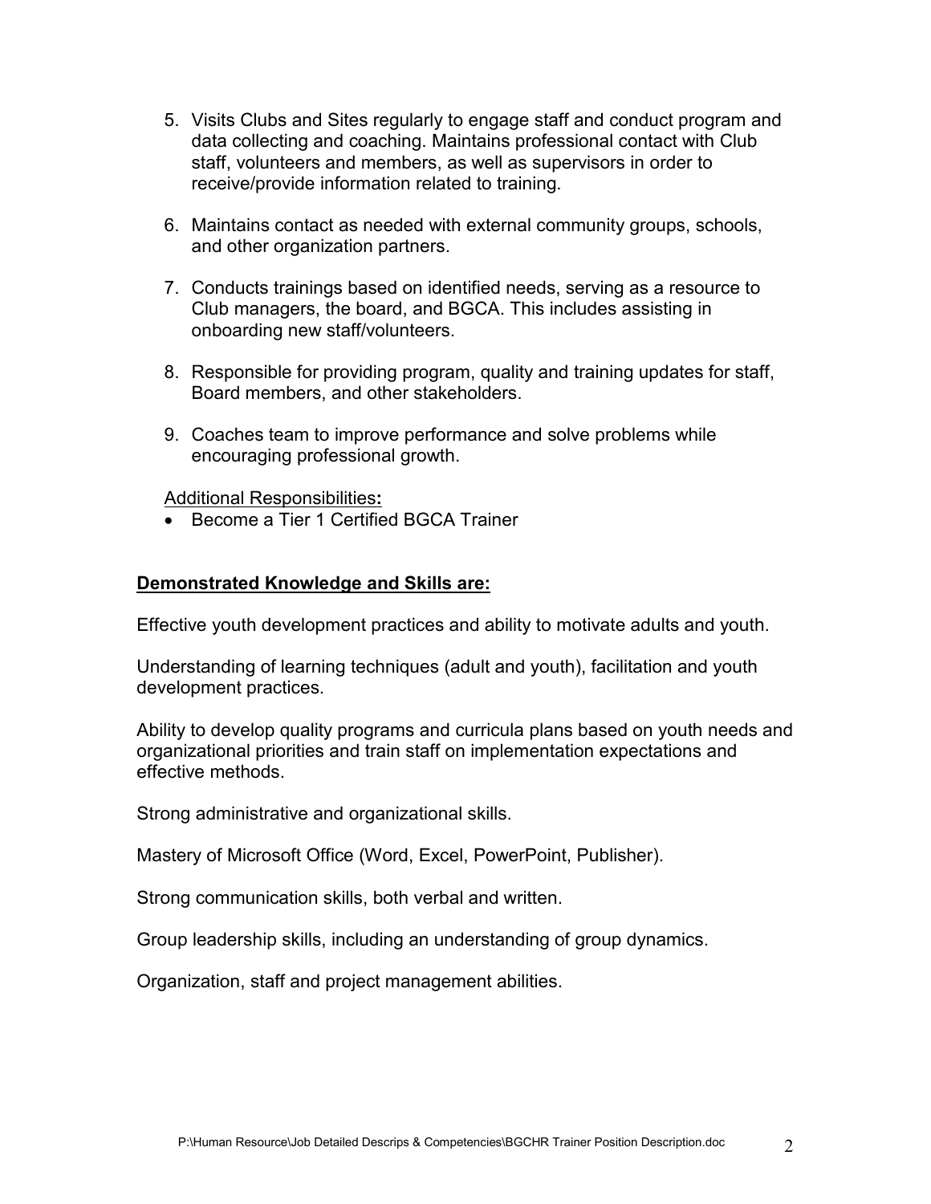5. Visits Clubs and Sites regularly to engage staff and conduct program and data collecting and coaching. Maintains professional contact with Club staff, volunteers and members, as well as supervisors in order to receive/provide information related to training.

6. Maintains contact as needed with external community groups, schools, and other organization partners.

7. Conducts trainings based on identified needs, serving as a resource to Club managers, the board, and BGCA. This includes assisting in onboarding new staff/volunteers.

8. Responsible for providing program, quality and training updates for staff, Board members, and other stakeholders.

9. Coaches team to improve performance and solve problems while encouraging professional growth.

<u>Additional Responsibilities</u>**:**

- Become a Tier 1 Certified BGCA Trainer

**<u>Demonstrated Knowledge and Skills are:</u>**

Effective youth development practices and ability to motivate adults and youth.

Understanding of learning techniques (adult and youth), facilitation and youth development practices.

Ability to develop quality programs and curricula plans based on youth needs and organizational priorities and train staff on implementation expectations and effective methods.

Strong administrative and organizational skills.

Mastery of Microsoft Office (Word, Excel, PowerPoint, Publisher).

Strong communication skills, both verbal and written.

Group leadership skills, including an understanding of group dynamics.

Organization, staff and project management abilities.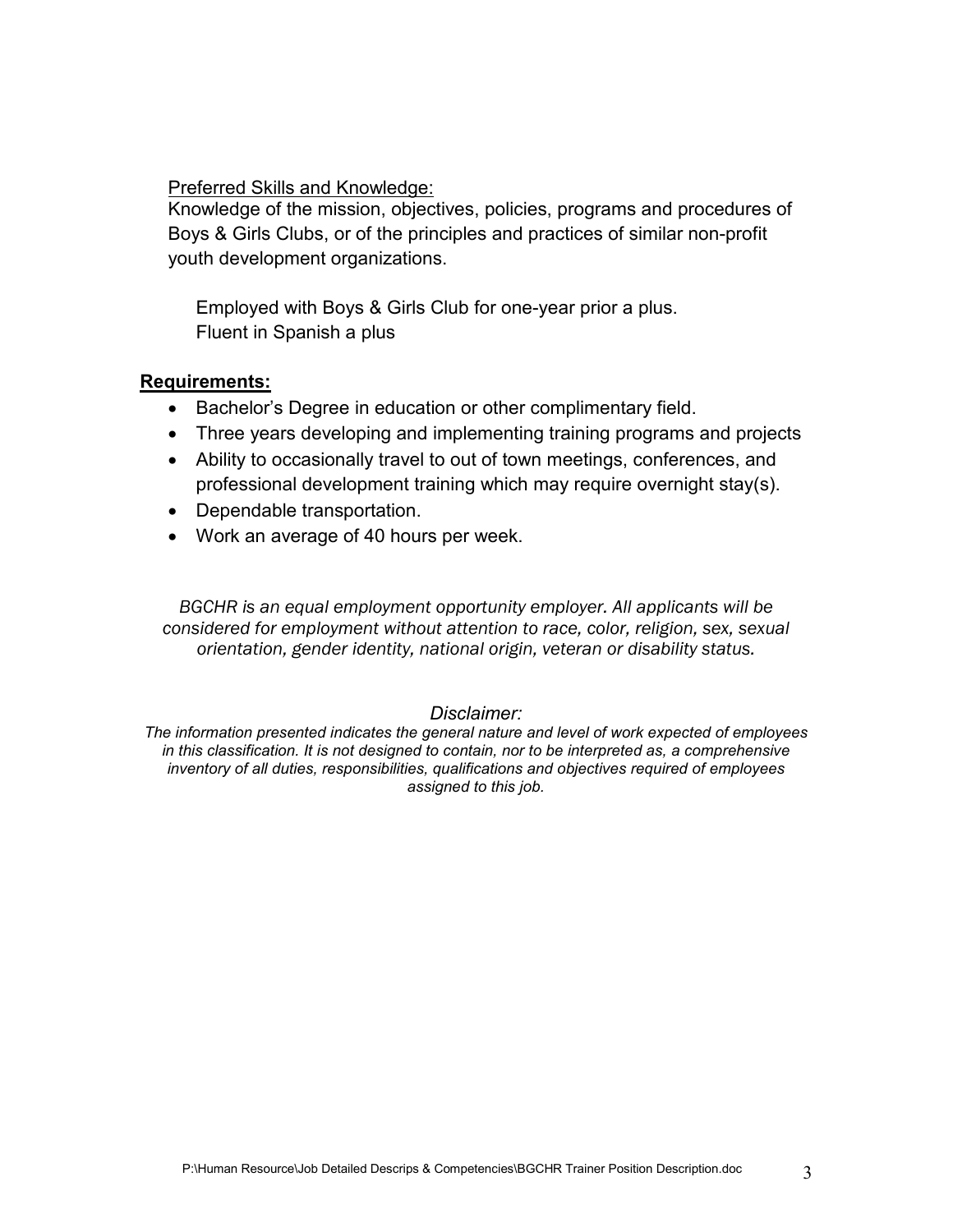Preferred Skills and Knowledge:

Knowledge of the mission, objectives, policies, programs and procedures of Boys & Girls Clubs, or of the principles and practices of similar non-profit youth development organizations.

Employed with Boys & Girls Club for one-year prior a plus.
Fluent in Spanish a plus

**Requirements:**

- Bachelor's Degree in education or other complimentary field.
- Three years developing and implementing training programs and projects
- Ability to occasionally travel to out of town meetings, conferences, and professional development training which may require overnight stay(s).
- Dependable transportation.
- Work an average of 40 hours per week.

*BGCHR is an equal employment opportunity employer. All applicants will be considered for employment without attention to race, color, religion, sex, sexual orientation, gender identity, national origin, veteran or disability status.*

*Disclaimer:*

*The information presented indicates the general nature and level of work expected of employees in this classification. It is not designed to contain, nor to be interpreted as, a comprehensive inventory of all duties, responsibilities, qualifications and objectives required of employees assigned to this job.*